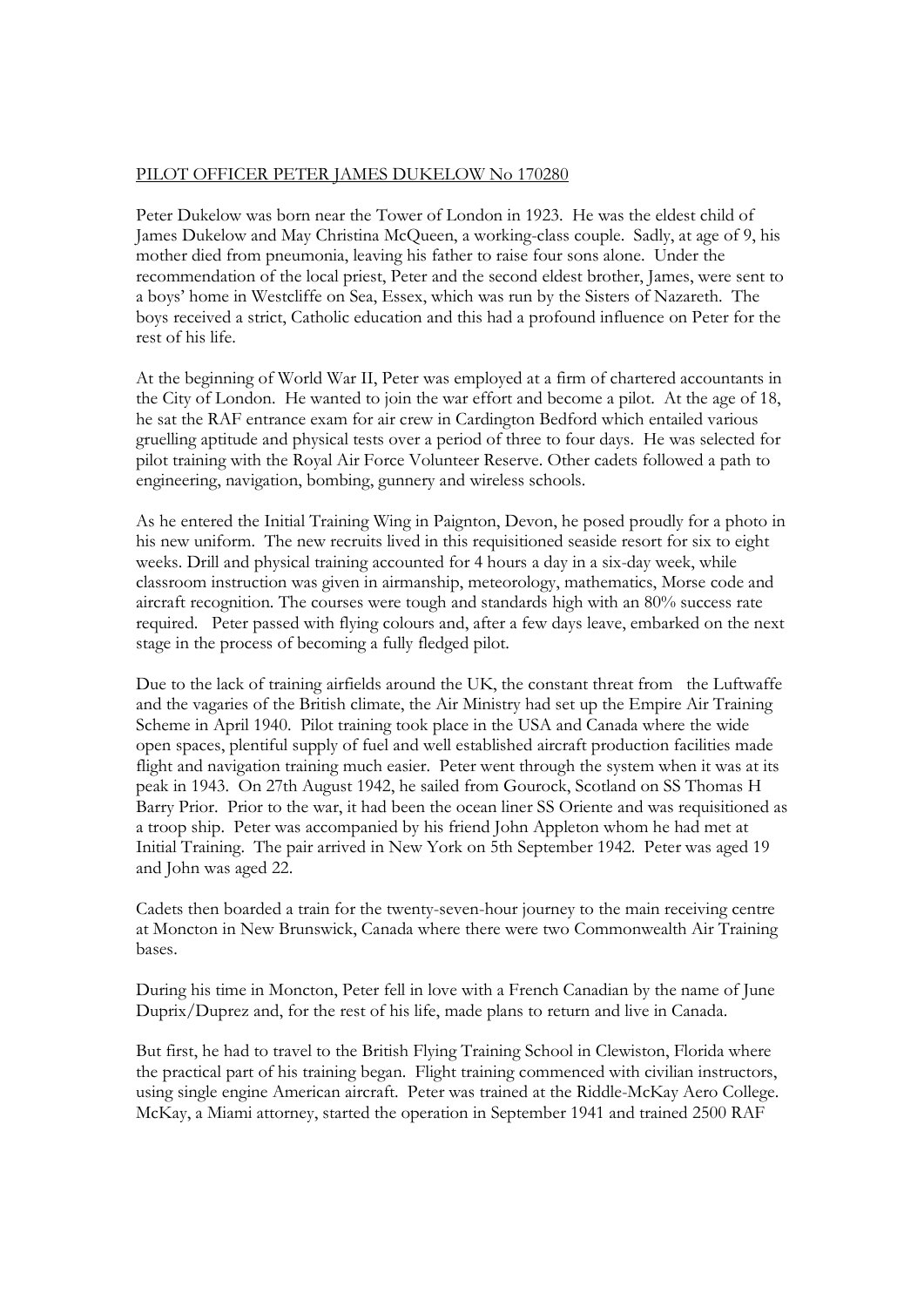PILOT OFFICER PETER JAMES DUKELOW No 170280

Peter Dukelow was born near the Tower of London in 1923. He was the eldest child of James Dukelow and May Christina McQueen, a working-class couple. Sadly, at age of 9, his mother died from pneumonia, leaving his father to raise four sons alone. Under the recommendation of the local priest, Peter and the second eldest brother, James, were sent to a boys' home in Westcliffe on Sea, Essex, which was run by the Sisters of Nazareth. The boys received a strict, Catholic education and this had a profound influence on Peter for the rest of his life.

At the beginning of World War II, Peter was employed at a firm of chartered accountants in the City of London. He wanted to join the war effort and become a pilot. At the age of 18, he sat the RAF entrance exam for air crew in Cardington Bedford which entailed various gruelling aptitude and physical tests over a period of three to four days. He was selected for pilot training with the Royal Air Force Volunteer Reserve. Other cadets followed a path to engineering, navigation, bombing, gunnery and wireless schools.

As he entered the Initial Training Wing in Paignton, Devon, he posed proudly for a photo in his new uniform. The new recruits lived in this requisitioned seaside resort for six to eight weeks. Drill and physical training accounted for 4 hours a day in a six-day week, while classroom instruction was given in airmanship, meteorology, mathematics, Morse code and aircraft recognition. The courses were tough and standards high with an 80% success rate required. Peter passed with flying colours and, after a few days leave, embarked on the next stage in the process of becoming a fully fledged pilot.

Due to the lack of training airfields around the UK, the constant threat from the Luftwaffe and the vagaries of the British climate, the Air Ministry had set up the Empire Air Training Scheme in April 1940. Pilot training took place in the USA and Canada where the wide open spaces, plentiful supply of fuel and well established aircraft production facilities made flight and navigation training much easier. Peter went through the system when it was at its peak in 1943. On 27th August 1942, he sailed from Gourock, Scotland on SS Thomas H Barry Prior. Prior to the war, it had been the ocean liner SS Oriente and was requisitioned as a troop ship. Peter was accompanied by his friend John Appleton whom he had met at Initial Training. The pair arrived in New York on 5th September 1942. Peter was aged 19 and John was aged 22.

Cadets then boarded a train for the twenty-seven-hour journey to the main receiving centre at Moncton in New Brunswick, Canada where there were two Commonwealth Air Training bases.

During his time in Moncton, Peter fell in love with a French Canadian by the name of June Duprix/Duprez and, for the rest of his life, made plans to return and live in Canada.

But first, he had to travel to the British Flying Training School in Clewiston, Florida where the practical part of his training began. Flight training commenced with civilian instructors, using single engine American aircraft. Peter was trained at the Riddle-McKay Aero College. McKay, a Miami attorney, started the operation in September 1941 and trained 2500 RAF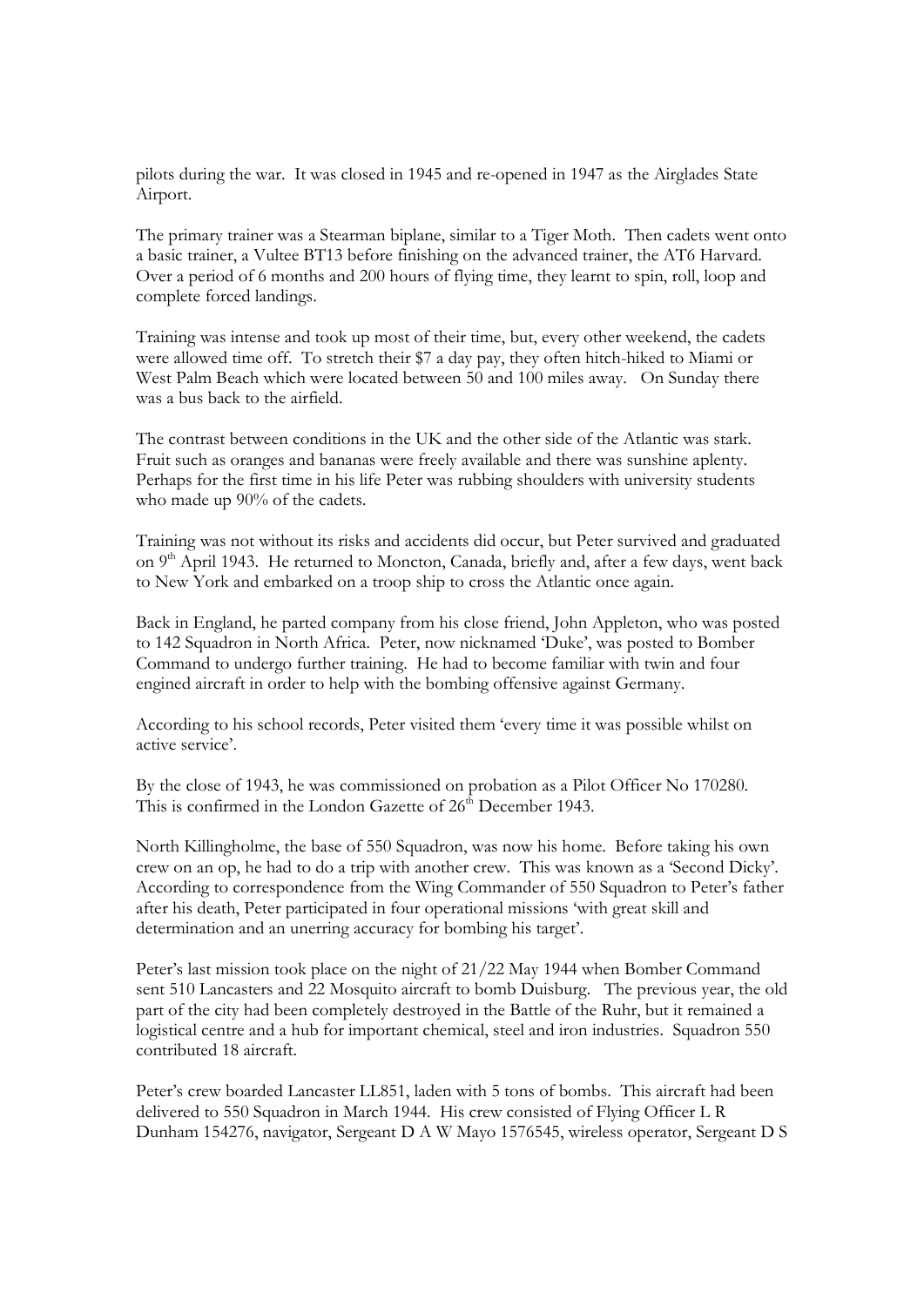pilots during the war. It was closed in 1945 and re-opened in 1947 as the Airglades State Airport.

The primary trainer was a Stearman biplane, similar to a Tiger Moth. Then cadets went onto a basic trainer, a Vultee BT13 before finishing on the advanced trainer, the AT6 Harvard. Over a period of 6 months and 200 hours of flying time, they learnt to spin, roll, loop and complete forced landings.

Training was intense and took up most of their time, but, every other weekend, the cadets were allowed time off. To stretch their $7 a day pay, they often hitch-hiked to Miami or West Palm Beach which were located between 50 and 100 miles away. On Sunday there was a bus back to the airfield.

The contrast between conditions in the UK and the other side of the Atlantic was stark. Fruit such as oranges and bananas were freely available and there was sunshine aplenty. Perhaps for the first time in his life Peter was rubbing shoulders with university students who made up 90% of the cadets.

Training was not without its risks and accidents did occur, but Peter survived and graduated on 9th April 1943. He returned to Moncton, Canada, briefly and, after a few days, went back to New York and embarked on a troop ship to cross the Atlantic once again.

Back in England, he parted company from his close friend, John Appleton, who was posted to 142 Squadron in North Africa. Peter, now nicknamed 'Duke', was posted to Bomber Command to undergo further training. He had to become familiar with twin and four engined aircraft in order to help with the bombing offensive against Germany.

According to his school records, Peter visited them 'every time it was possible whilst on active service'.

By the close of 1943, he was commissioned on probation as a Pilot Officer No 170280. This is confirmed in the London Gazette of 26th December 1943.

North Killingholme, the base of 550 Squadron, was now his home. Before taking his own crew on an op, he had to do a trip with another crew. This was known as a 'Second Dicky'. According to correspondence from the Wing Commander of 550 Squadron to Peter's father after his death, Peter participated in four operational missions 'with great skill and determination and an unerring accuracy for bombing his target'.

Peter's last mission took place on the night of 21/22 May 1944 when Bomber Command sent 510 Lancasters and 22 Mosquito aircraft to bomb Duisburg. The previous year, the old part of the city had been completely destroyed in the Battle of the Ruhr, but it remained a logistical centre and a hub for important chemical, steel and iron industries. Squadron 550 contributed 18 aircraft.

Peter's crew boarded Lancaster LL851, laden with 5 tons of bombs. This aircraft had been delivered to 550 Squadron in March 1944. His crew consisted of Flying Officer L R Dunham 154276, navigator, Sergeant D A W Mayo 1576545, wireless operator, Sergeant D S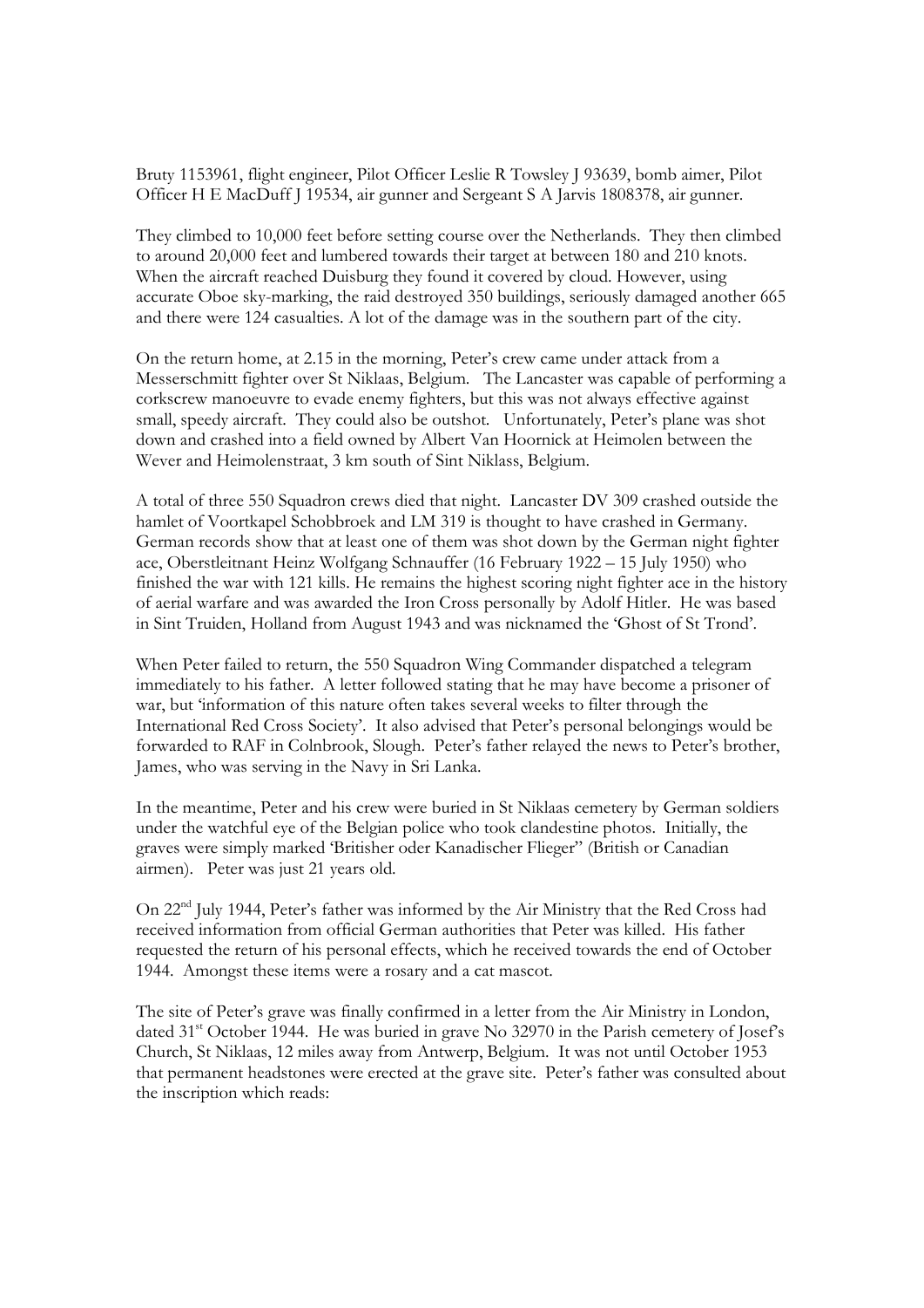Bruty 1153961, flight engineer, Pilot Officer Leslie R Towsley J 93639, bomb aimer, Pilot Officer H E MacDuff J 19534, air gunner and Sergeant S A Jarvis 1808378, air gunner.

They climbed to 10,000 feet before setting course over the Netherlands. They then climbed to around 20,000 feet and lumbered towards their target at between 180 and 210 knots. When the aircraft reached Duisburg they found it covered by cloud. However, using accurate Oboe sky-marking, the raid destroyed 350 buildings, seriously damaged another 665 and there were 124 casualties. A lot of the damage was in the southern part of the city.

On the return home, at 2.15 in the morning, Peter's crew came under attack from a Messerschmitt fighter over St Niklaas, Belgium. The Lancaster was capable of performing a corkscrew manoeuvre to evade enemy fighters, but this was not always effective against small, speedy aircraft. They could also be outshot. Unfortunately, Peter's plane was shot down and crashed into a field owned by Albert Van Hoornick at Heimolen between the Wever and Heimolenstraat, 3 km south of Sint Niklass, Belgium.

A total of three 550 Squadron crews died that night. Lancaster DV 309 crashed outside the hamlet of Voortkapel Schobbroek and LM 319 is thought to have crashed in Germany. German records show that at least one of them was shot down by the German night fighter ace, Oberstleitnant Heinz Wolfgang Schnauffer (16 February 1922 – 15 July 1950) who finished the war with 121 kills. He remains the highest scoring night fighter ace in the history of aerial warfare and was awarded the Iron Cross personally by Adolf Hitler. He was based in Sint Truiden, Holland from August 1943 and was nicknamed the 'Ghost of St Trond'.

When Peter failed to return, the 550 Squadron Wing Commander dispatched a telegram immediately to his father. A letter followed stating that he may have become a prisoner of war, but 'information of this nature often takes several weeks to filter through the International Red Cross Society'. It also advised that Peter's personal belongings would be forwarded to RAF in Colnbrook, Slough. Peter's father relayed the news to Peter's brother, James, who was serving in the Navy in Sri Lanka.

In the meantime, Peter and his crew were buried in St Niklaas cemetery by German soldiers under the watchful eye of the Belgian police who took clandestine photos. Initially, the graves were simply marked 'Britisher oder Kanadischer Flieger" (British or Canadian airmen). Peter was just 21 years old.

On 22nd July 1944, Peter's father was informed by the Air Ministry that the Red Cross had received information from official German authorities that Peter was killed. His father requested the return of his personal effects, which he received towards the end of October 1944. Amongst these items were a rosary and a cat mascot.

The site of Peter's grave was finally confirmed in a letter from the Air Ministry in London, dated 31st October 1944. He was buried in grave No 32970 in the Parish cemetery of Josef's Church, St Niklaas, 12 miles away from Antwerp, Belgium. It was not until October 1953 that permanent headstones were erected at the grave site. Peter's father was consulted about the inscription which reads: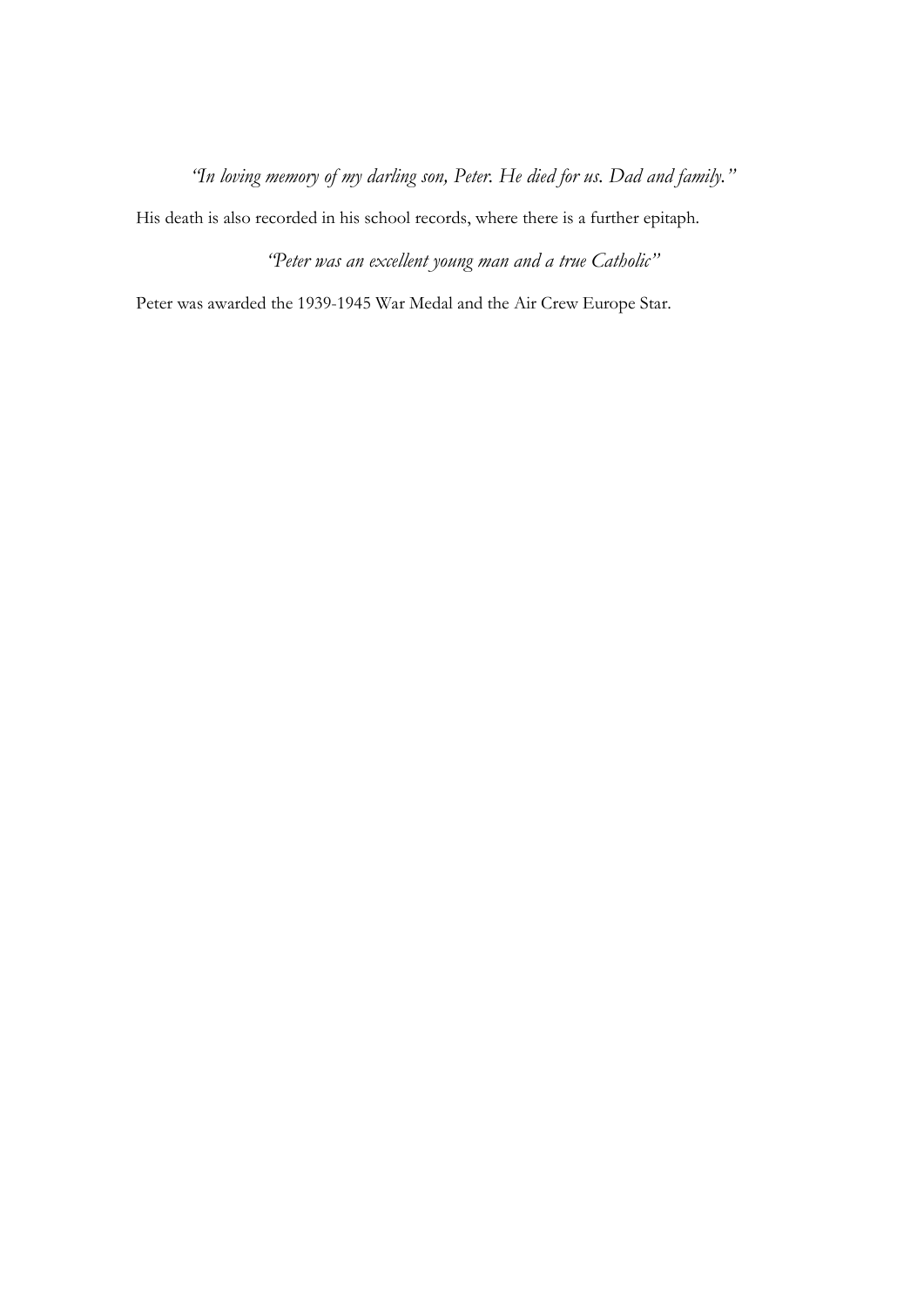*"In loving memory of my darling son, Peter. He died for us. Dad and family."*

His death is also recorded in his school records, where there is a further epitaph.

*"Peter was an excellent young man and a true Catholic"*

Peter was awarded the 1939-1945 War Medal and the Air Crew Europe Star.